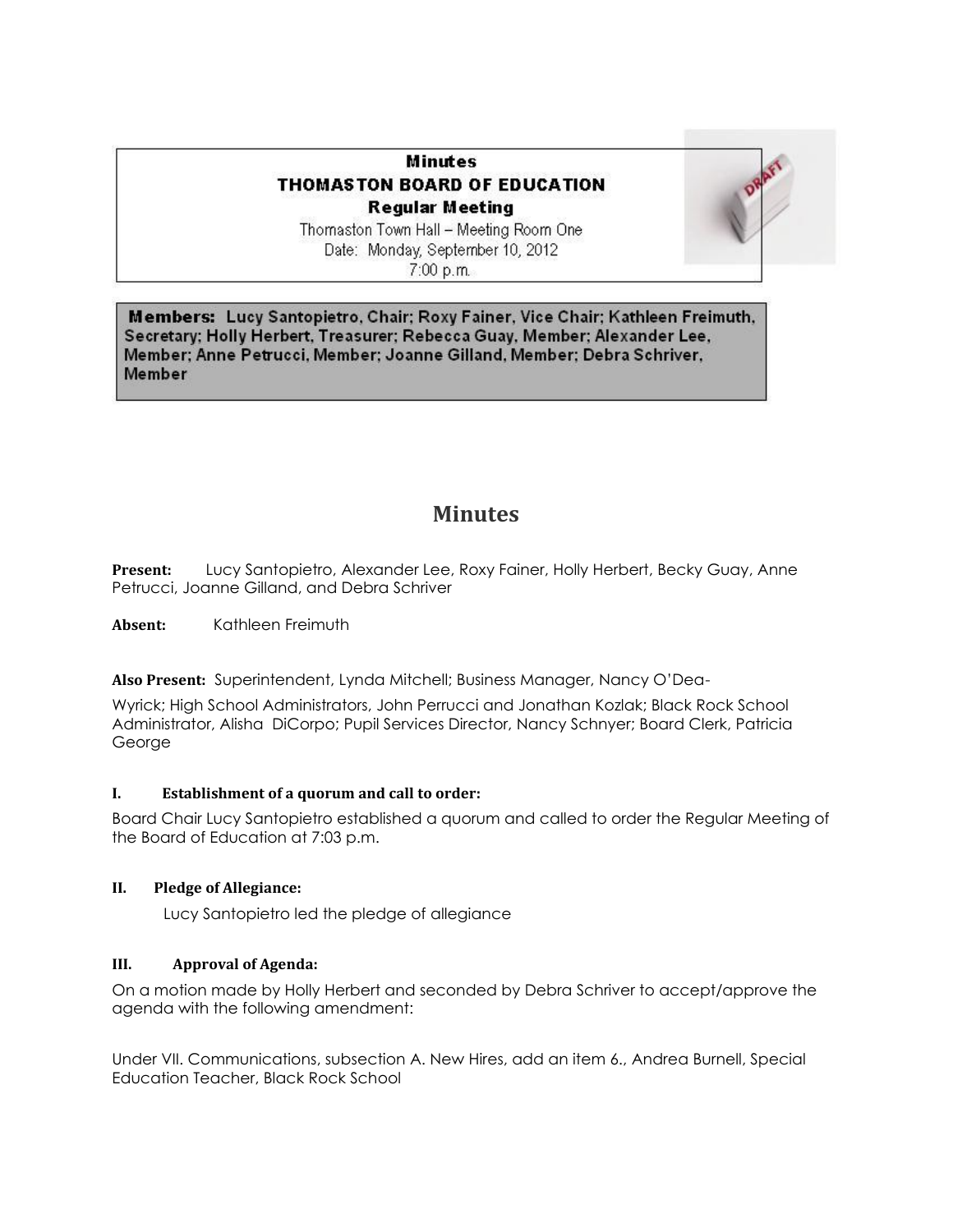**Minutes**

**THOMASTON BOARD OF EDUCATION**

**Regular Meeting**

Thomaston Town Hall – Meeting Room One

Date: Monday, September 10, 2012

7:00 p.m.

**Members:** Lucy Santopietro, Chair; Roxy Fainer, Vice Chair; Kathleen Freimuth, Secretary; Holly Herbert, Treasurer; Rebecca Guay, Member; Alexander Lee, Member; Anne Petrucci, Member; Joanne Gilland, Member; Debra Schriver, Member

# Minutes

**Present:** Lucy Santopietro, Alexander Lee, Roxy Fainer, Holly Herbert, Becky Guay, Anne Petrucci, Joanne Gilland, and Debra Schriver

**Absent:** Kathleen Freimuth

**Also Present:** Superintendent, Lynda Mitchell; Business Manager, Nancy O'Dea-Wyrick; High School Administrators, John Perrucci and Jonathan Kozlak; Black Rock School Administrator, Alisha DiCorpo; Pupil Services Director, Nancy Schnyer; Board Clerk, Patricia George

### I. Establishment of a quorum and call to order:

Board Chair Lucy Santopietro established a quorum and called to order the Regular Meeting of the Board of Education at 7:03 p.m.

### II. Pledge of Allegiance:

Lucy Santopietro led the pledge of allegiance

### III. Approval of Agenda:

On a motion made by Holly Herbert and seconded by Debra Schriver to accept/approve the agenda with the following amendment:

Under VII. Communications, subsection A. New Hires, add an item 6., Andrea Burnell, Special Education Teacher, Black Rock School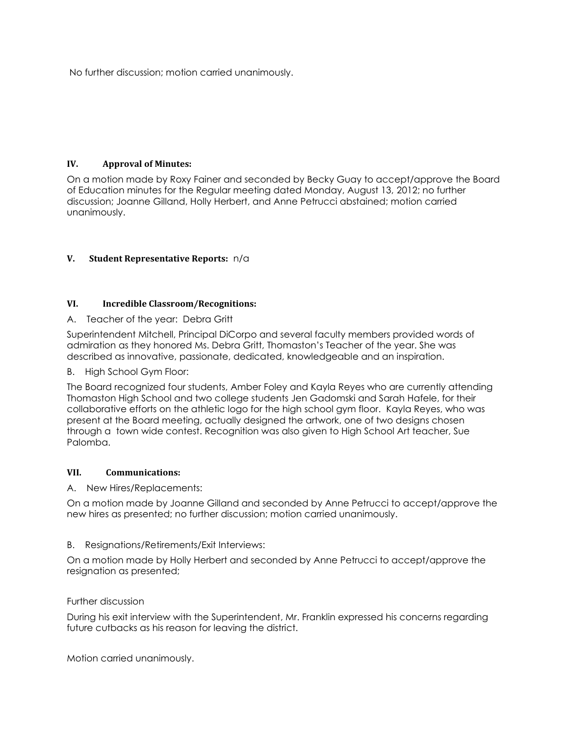No further discussion; motion carried unanimously.

## IV. Approval of Minutes:

On a motion made by Roxy Fainer and seconded by Becky Guay to accept/approve the Board of Education minutes for the Regular meeting dated Monday, August 13, 2012; no further discussion; Joanne Gilland, Holly Herbert, and Anne Petrucci abstained; motion carried unanimously.

## V. Student Representative Reports: n/a

## VI. Incredible Classroom/Recognitions:

A. Teacher of the year: Debra Gritt

Superintendent Mitchell, Principal DiCorpo and several faculty members provided words of admiration as they honored Ms. Debra Gritt, Thomaston's Teacher of the year. She was described as innovative, passionate, dedicated, knowledgeable and an inspiration.

B. High School Gym Floor:

The Board recognized four students, Amber Foley and Kayla Reyes who are currently attending Thomaston High School and two college students Jen Gadomski and Sarah Hafele, for their collaborative efforts on the athletic logo for the high school gym floor. Kayla Reyes, who was present at the Board meeting, actually designed the artwork, one of two designs chosen through a town wide contest. Recognition was also given to High School Art teacher, Sue Palomba.

## VII. Communications:

A. New Hires/Replacements:

On a motion made by Joanne Gilland and seconded by Anne Petrucci to accept/approve the new hires as presented; no further discussion; motion carried unanimously.

B. Resignations/Retirements/Exit Interviews:

On a motion made by Holly Herbert and seconded by Anne Petrucci to accept/approve the resignation as presented;

Further discussion

During his exit interview with the Superintendent, Mr. Franklin expressed his concerns regarding future cutbacks as his reason for leaving the district.

Motion carried unanimously.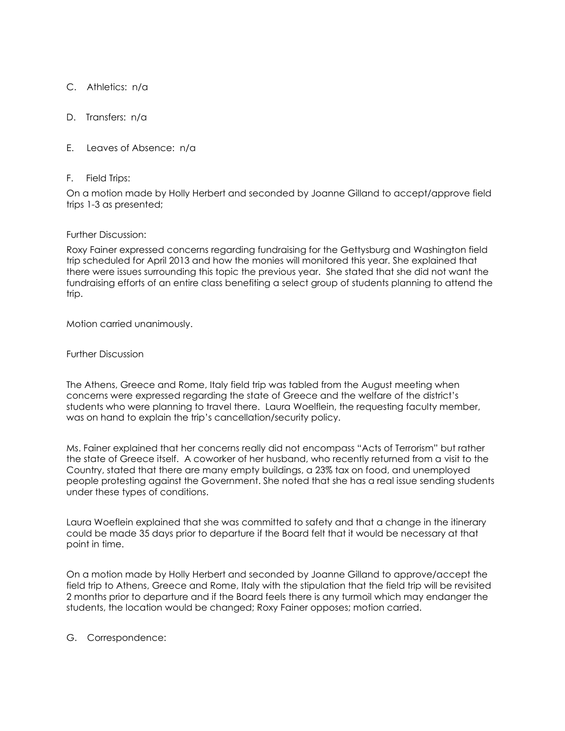C. Athletics: n/a

D. Transfers: n/a

E. Leaves of Absence: n/a

F. Field Trips:

On a motion made by Holly Herbert and seconded by Joanne Gilland to accept/approve field trips 1-3 as presented;

Further Discussion:

Roxy Fainer expressed concerns regarding fundraising for the Gettysburg and Washington field trip scheduled for April 2013 and how the monies will monitored this year. She explained that there were issues surrounding this topic the previous year. She stated that she did not want the fundraising efforts of an entire class benefiting a select group of students planning to attend the trip.

Motion carried unanimously.

Further Discussion

The Athens, Greece and Rome, Italy field trip was tabled from the August meeting when concerns were expressed regarding the state of Greece and the welfare of the district's students who were planning to travel there. Laura Woelflein, the requesting faculty member, was on hand to explain the trip's cancellation/security policy.

Ms. Fainer explained that her concerns really did not encompass "Acts of Terrorism" but rather the state of Greece itself. A coworker of her husband, who recently returned from a visit to the Country, stated that there are many empty buildings, a 23% tax on food, and unemployed people protesting against the Government. She noted that she has a real issue sending students under these types of conditions.

Laura Woeflein explained that she was committed to safety and that a change in the itinerary could be made 35 days prior to departure if the Board felt that it would be necessary at that point in time.

On a motion made by Holly Herbert and seconded by Joanne Gilland to approve/accept the field trip to Athens, Greece and Rome, Italy with the stipulation that the field trip will be revisited 2 months prior to departure and if the Board feels there is any turmoil which may endanger the students, the location would be changed; Roxy Fainer opposes; motion carried.

G. Correspondence: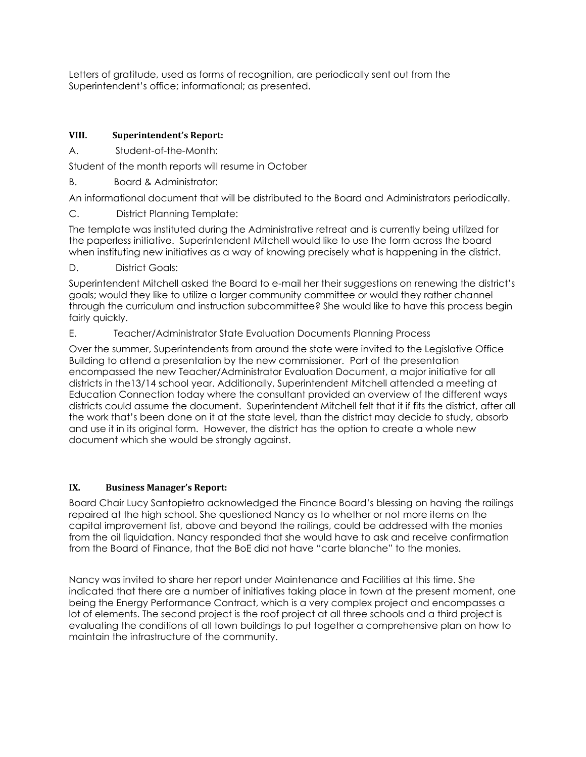Letters of gratitude, used as forms of recognition, are periodically sent out from the Superintendent's office; informational; as presented.

### VIII. Superintendent's Report:

A. Student-of-the-Month:

Student of the month reports will resume in October

B. Board & Administrator:

An informational document that will be distributed to the Board and Administrators periodically.

C. District Planning Template:

The template was instituted during the Administrative retreat and is currently being utilized for the paperless initiative. Superintendent Mitchell would like to use the form across the board when instituting new initiatives as a way of knowing precisely what is happening in the district.

D. District Goals:

Superintendent Mitchell asked the Board to e-mail her their suggestions on renewing the district's goals; would they like to utilize a larger community committee or would they rather channel through the curriculum and instruction subcommittee? She would like to have this process begin fairly quickly.

E. Teacher/Administrator State Evaluation Documents Planning Process

Over the summer, Superintendents from around the state were invited to the Legislative Office Building to attend a presentation by the new commissioner. Part of the presentation encompassed the new Teacher/Administrator Evaluation Document, a major initiative for all districts in the13/14 school year. Additionally, Superintendent Mitchell attended a meeting at Education Connection today where the consultant provided an overview of the different ways districts could assume the document. Superintendent Mitchell felt that it if fits the district, after all the work that's been done on it at the state level, than the district may decide to study, absorb and use it in its original form. However, the district has the option to create a whole new document which she would be strongly against.

### IX. Business Manager's Report:

Board Chair Lucy Santopietro acknowledged the Finance Board's blessing on having the railings repaired at the high school. She questioned Nancy as to whether or not more items on the capital improvement list, above and beyond the railings, could be addressed with the monies from the oil liquidation. Nancy responded that she would have to ask and receive confirmation from the Board of Finance, that the BoE did not have "carte blanche" to the monies.

Nancy was invited to share her report under Maintenance and Facilities at this time. She indicated that there are a number of initiatives taking place in town at the present moment, one being the Energy Performance Contract, which is a very complex project and encompasses a lot of elements. The second project is the roof project at all three schools and a third project is evaluating the conditions of all town buildings to put together a comprehensive plan on how to maintain the infrastructure of the community.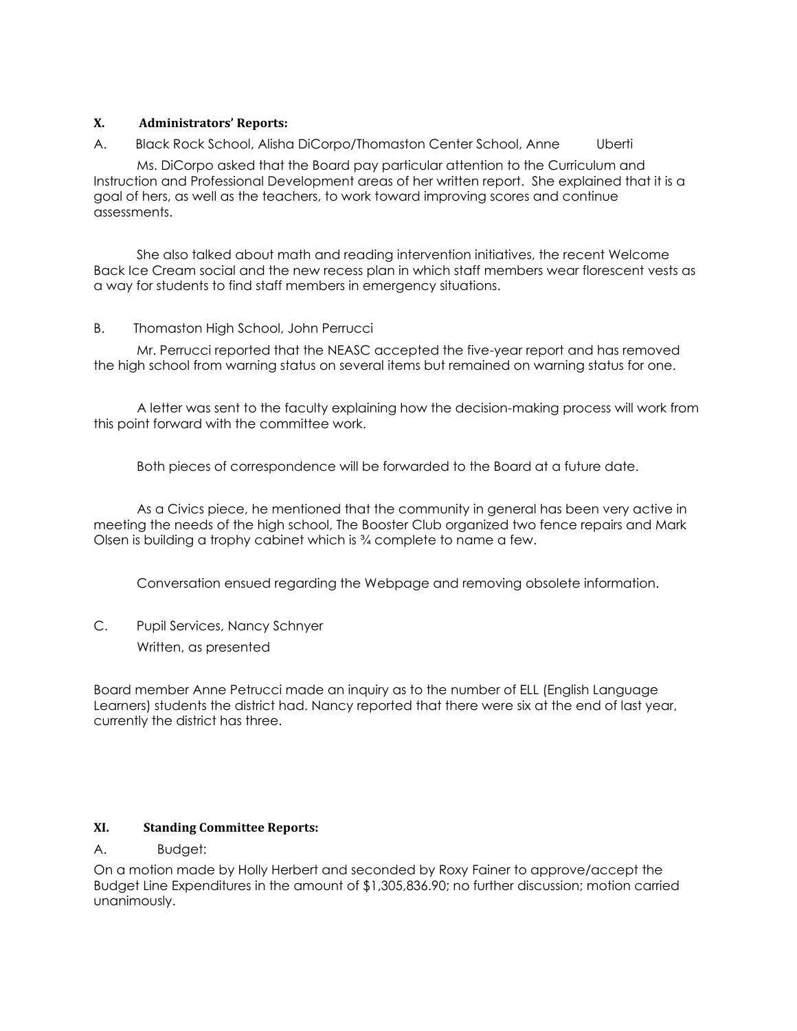## X. Administrators' Reports:

A. Black Rock School, Alisha DiCorpo/Thomaston Center School, Anne Uberti

Ms. DiCorpo asked that the Board pay particular attention to the Curriculum and Instruction and Professional Development areas of her written report. She explained that it is a goal of hers, as well as the teachers, to work toward improving scores and continue assessments.

She also talked about math and reading intervention initiatives, the recent Welcome Back Ice Cream social and the new recess plan in which staff members wear florescent vests as a way for students to find staff members in emergency situations.

B. Thomaston High School, John Perrucci

Mr. Perrucci reported that the NEASC accepted the five-year report and has removed the high school from warning status on several items but remained on warning status for one.

A letter was sent to the faculty explaining how the decision-making process will work from this point forward with the committee work.

Both pieces of correspondence will be forwarded to the Board at a future date.

As a Civics piece, he mentioned that the community in general has been very active in meeting the needs of the high school, The Booster Club organized two fence repairs and Mark Olsen is building a trophy cabinet which is ¾ complete to name a few.

Conversation ensued regarding the Webpage and removing obsolete information.

C. Pupil Services, Nancy Schnyer

Written, as presented

Board member Anne Petrucci made an inquiry as to the number of ELL (English Language Learners) students the district had. Nancy reported that there were six at the end of last year, currently the district has three.

## XI. Standing Committee Reports:

A. Budget:

On a motion made by Holly Herbert and seconded by Roxy Fainer to approve/accept the Budget Line Expenditures in the amount of $1,305,836.90; no further discussion; motion carried unanimously.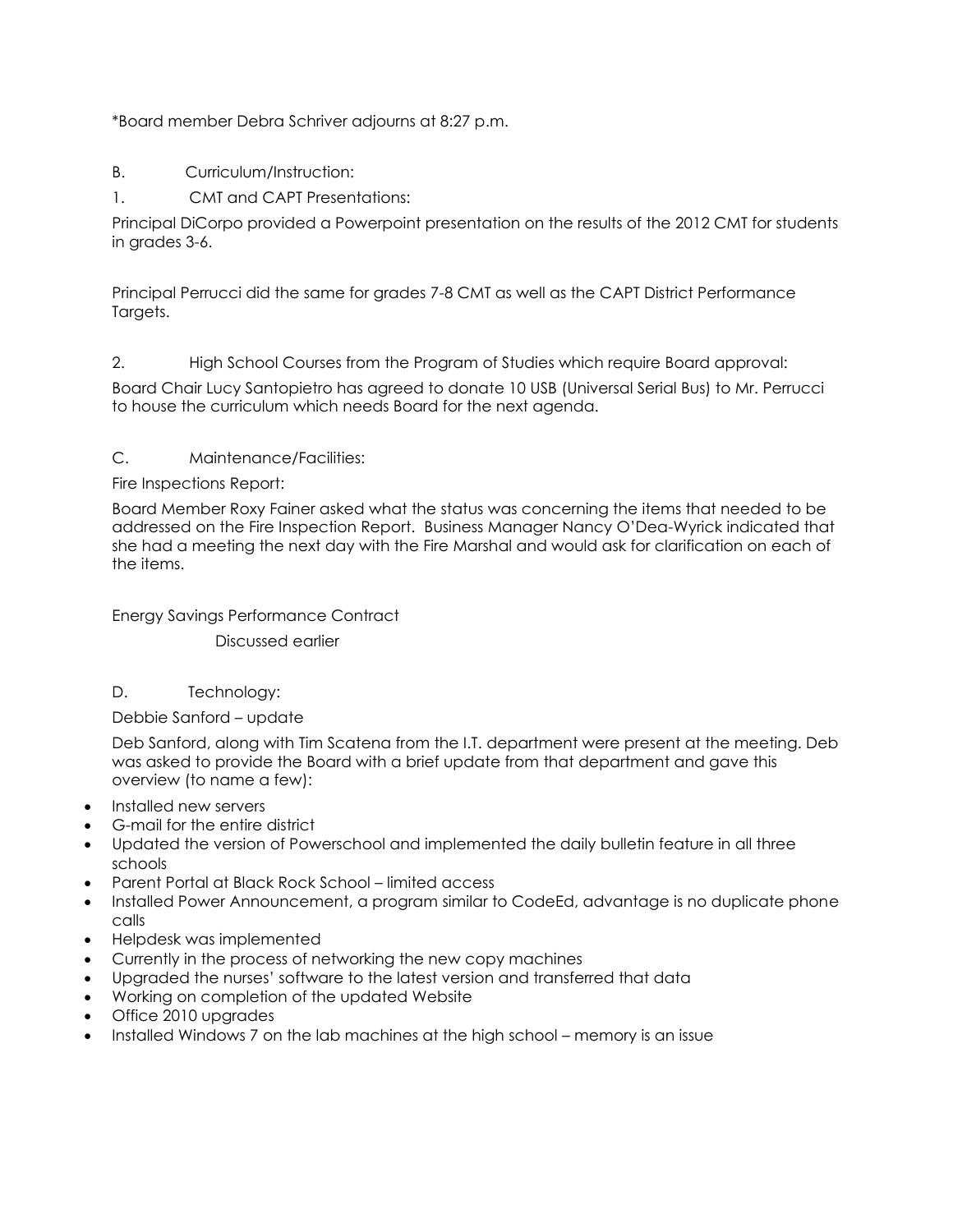*Board member Debra Schriver adjourns at 8:27 p.m.

B. Curriculum/Instruction:

1. CMT and CAPT Presentations:

Principal DiCorpo provided a Powerpoint presentation on the results of the 2012 CMT for students in grades 3-6.

Principal Perrucci did the same for grades 7-8 CMT as well as the CAPT District Performance Targets.

2. High School Courses from the Program of Studies which require Board approval:

Board Chair Lucy Santopietro has agreed to donate 10 USB (Universal Serial Bus) to Mr. Perrucci to house the curriculum which needs Board for the next agenda.

C. Maintenance/Facilities:

Fire Inspections Report:

Board Member Roxy Fainer asked what the status was concerning the items that needed to be addressed on the Fire Inspection Report. Business Manager Nancy O'Dea-Wyrick indicated that she had a meeting the next day with the Fire Marshal and would ask for clarification on each of the items.

Energy Savings Performance Contract

Discussed earlier

D. Technology:

Debbie Sanford – update

Deb Sanford, along with Tim Scatena from the I.T. department were present at the meeting. Deb was asked to provide the Board with a brief update from that department and gave this overview (to name a few):

- Installed new servers
- G-mail for the entire district
- Updated the version of Powerschool and implemented the daily bulletin feature in all three schools
- Parent Portal at Black Rock School – limited access
- Installed Power Announcement, a program similar to CodeEd, advantage is no duplicate phone calls
- Helpdesk was implemented
- Currently in the process of networking the new copy machines
- Upgraded the nurses' software to the latest version and transferred that data
- Working on completion of the updated Website
- Office 2010 upgrades
- Installed Windows 7 on the lab machines at the high school – memory is an issue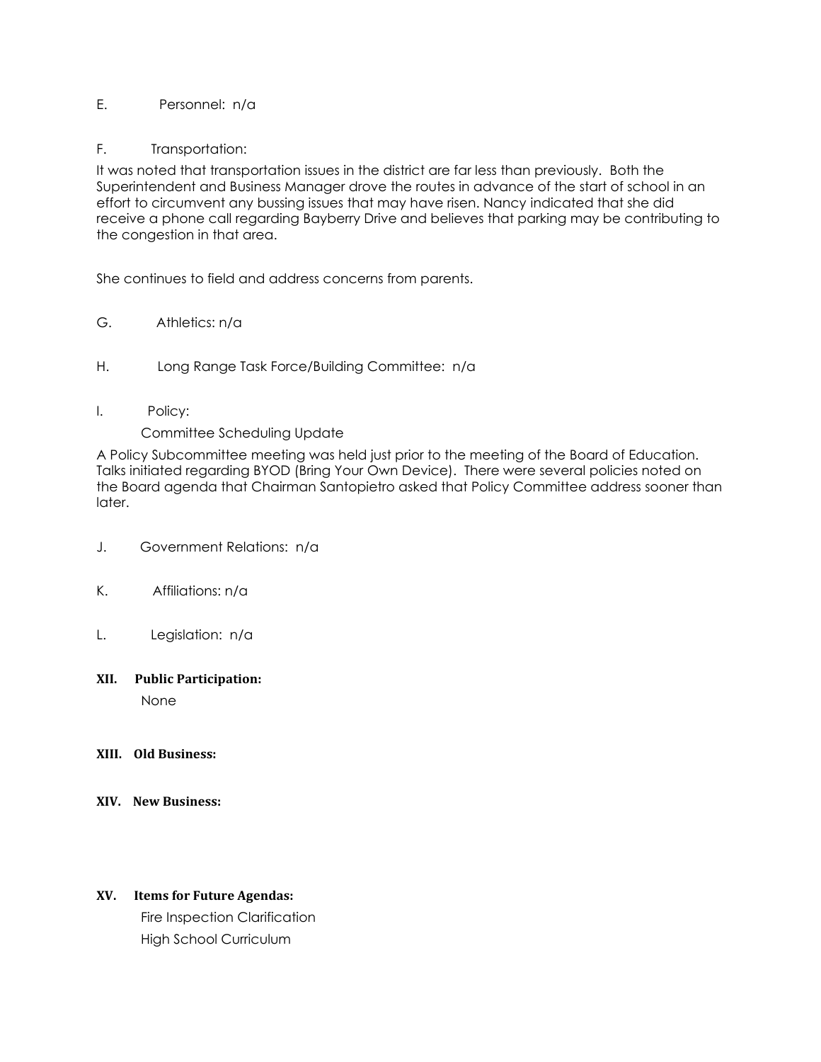E. Personnel: n/a

F. Transportation:

It was noted that transportation issues in the district are far less than previously. Both the Superintendent and Business Manager drove the routes in advance of the start of school in an effort to circumvent any bussing issues that may have risen. Nancy indicated that she did receive a phone call regarding Bayberry Drive and believes that parking may be contributing to the congestion in that area.

She continues to field and address concerns from parents.

G. Athletics: n/a

H. Long Range Task Force/Building Committee: n/a

I. Policy:

Committee Scheduling Update

A Policy Subcommittee meeting was held just prior to the meeting of the Board of Education. Talks initiated regarding BYOD (Bring Your Own Device). There were several policies noted on the Board agenda that Chairman Santopietro asked that Policy Committee address sooner than later.

J. Government Relations: n/a

K. Affiliations: n/a

L. Legislation: n/a

**XII. Public Participation:**

None

**XIII. Old Business:**

**XIV. New Business:**

**XV. Items for Future Agendas:**

Fire Inspection Clarification

High School Curriculum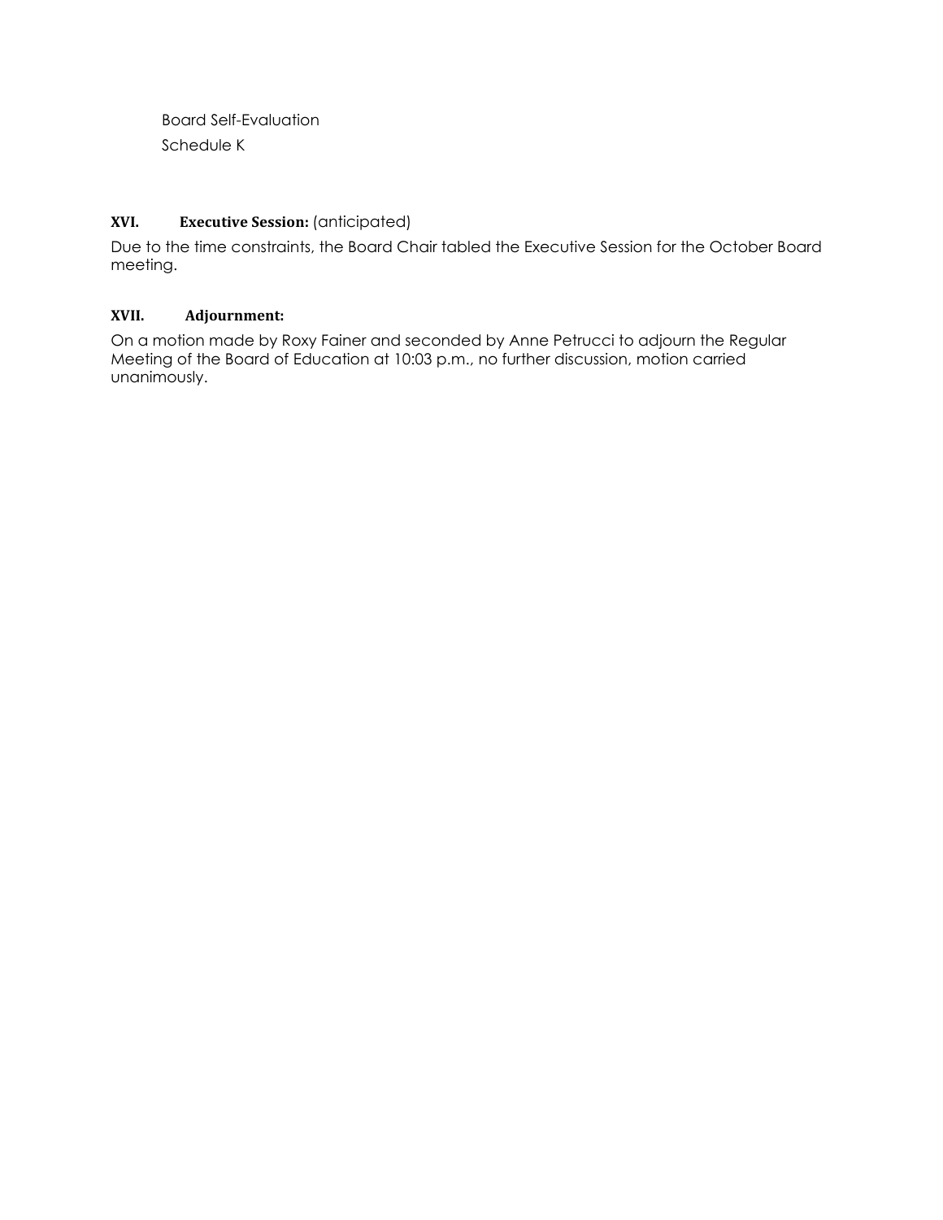Board Self-Evaluation

Schedule K

**XVI. Executive Session:** (anticipated)

Due to the time constraints, the Board Chair tabled the Executive Session for the October Board meeting.

**XVII. Adjournment:**

On a motion made by Roxy Fainer and seconded by Anne Petrucci to adjourn the Regular Meeting of the Board of Education at 10:03 p.m., no further discussion, motion carried unanimously.